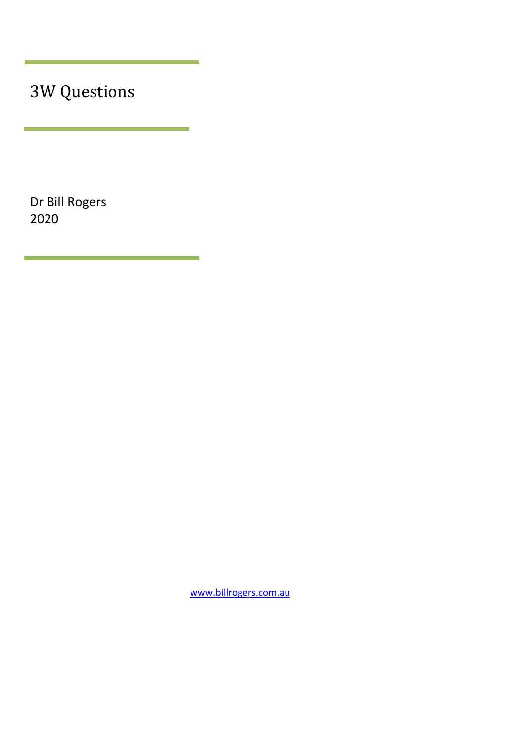# 3W Questions

Dr Bill Rogers
2020

www.billrogers.com.au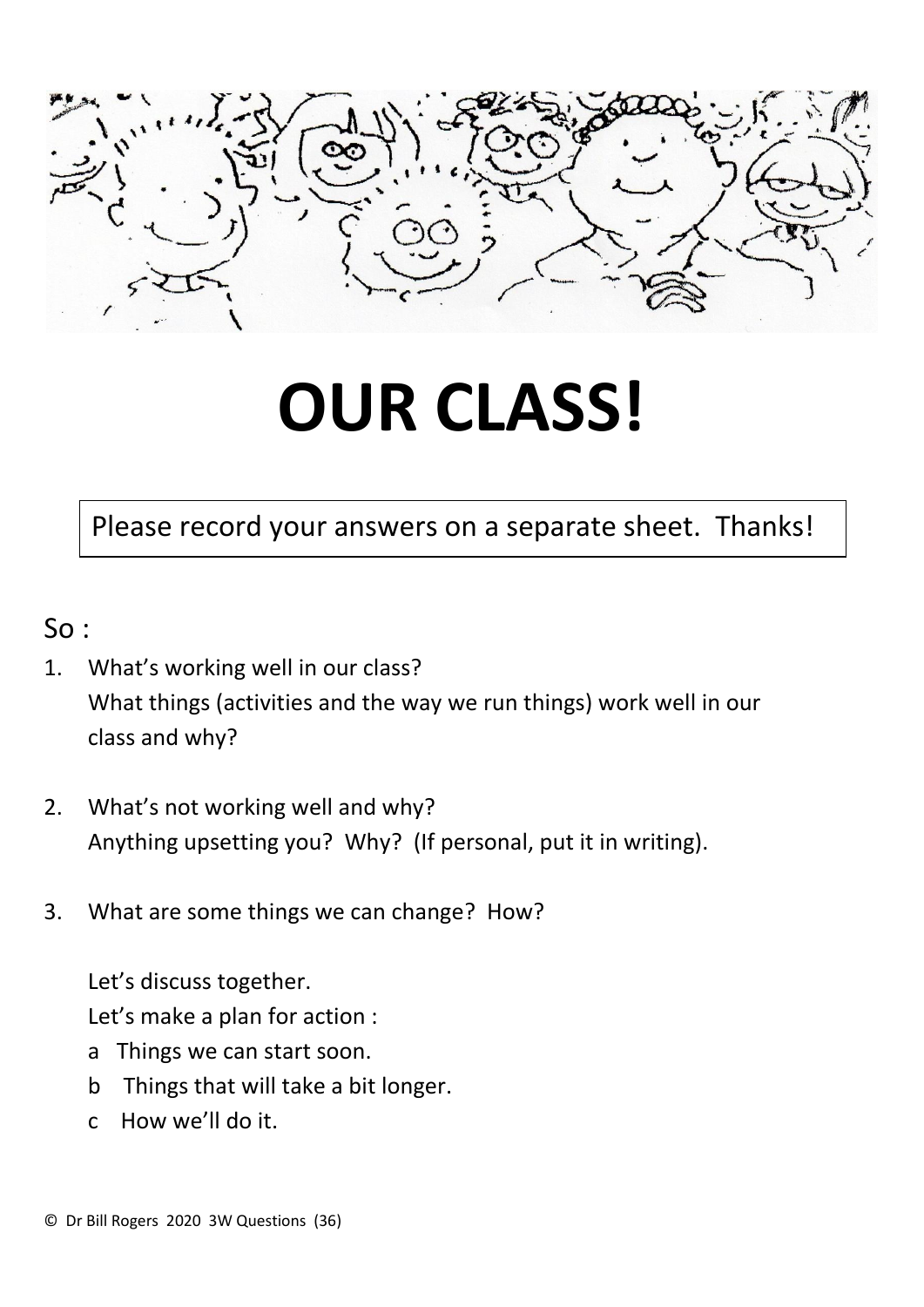# OUR CLASS!

Please record your answers on a separate sheet. Thanks!

So :

1. What's working well in our class?
   What things (activities and the way we run things) work well in our class and why?

2. What's not working well and why?
   Anything upsetting you? Why? (If personal, put it in writing).

3. What are some things we can change? How?

   Let's discuss together.
   Let's make a plan for action :
   a Things we can start soon.
   b Things that will take a bit longer.
   c How we'll do it.

© Dr Bill Rogers 2020 3W Questions (36)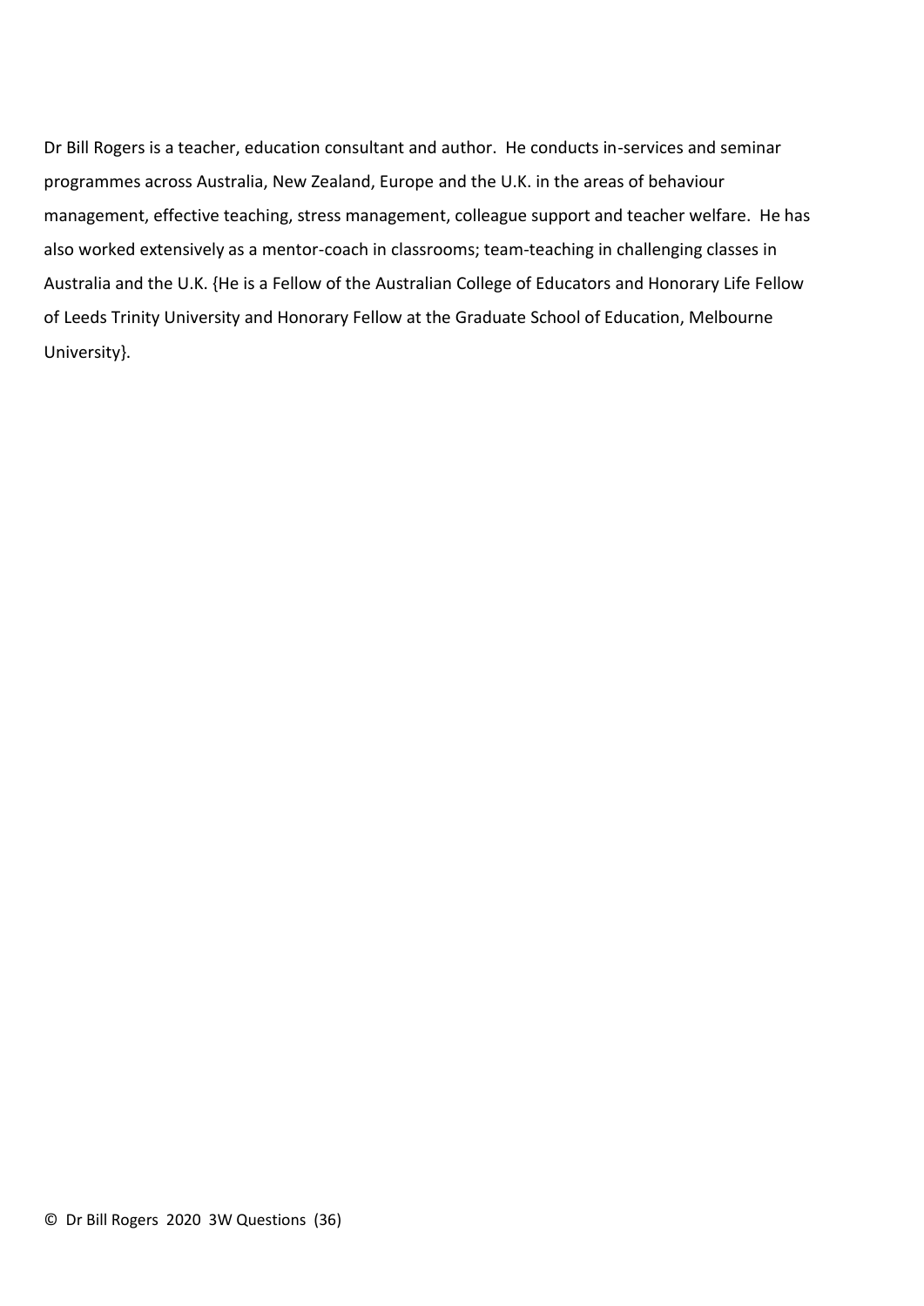Dr Bill Rogers is a teacher, education consultant and author. He conducts in-services and seminar programmes across Australia, New Zealand, Europe and the U.K. in the areas of behaviour management, effective teaching, stress management, colleague support and teacher welfare. He has also worked extensively as a mentor-coach in classrooms; team-teaching in challenging classes in Australia and the U.K. {He is a Fellow of the Australian College of Educators and Honorary Life Fellow of Leeds Trinity University and Honorary Fellow at the Graduate School of Education, Melbourne University}.